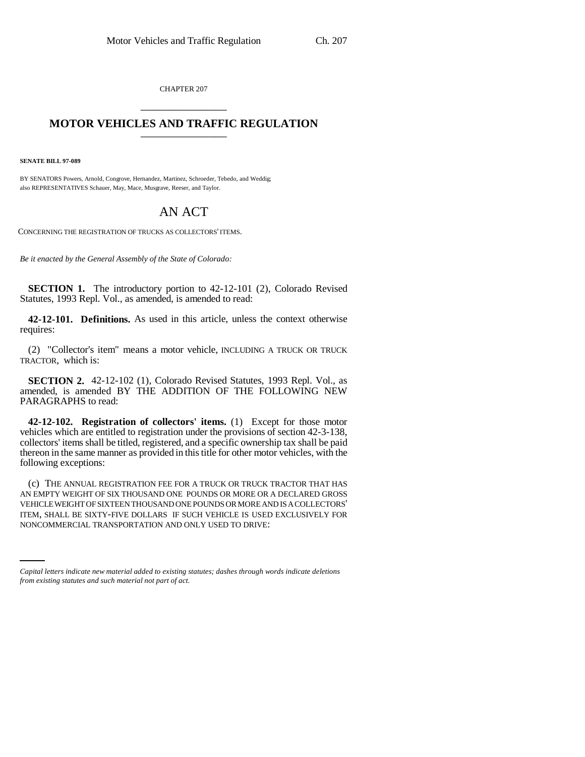CHAPTER 207

# MOTOR VEHICLES AND TRAFFIC REGULATION

**SENATE BILL 97-089**

BY SENATORS Powers, Arnold, Congrove, Hernandez, Martinez, Schroeder, Tebedo, and Weddig;
also REPRESENTATIVES Schauer, May, Mace, Musgrave, Reeser, and Taylor.

## AN ACT

CONCERNING THE REGISTRATION OF TRUCKS AS COLLECTORS' ITEMS.

*Be it enacted by the General Assembly of the State of Colorado:*

**SECTION 1.** The introductory portion to 42-12-101 (2), Colorado Revised Statutes, 1993 Repl. Vol., as amended, is amended to read:

**42-12-101. Definitions.** As used in this article, unless the context otherwise requires:

(2) "Collector's item" means a motor vehicle, INCLUDING A TRUCK OR TRUCK TRACTOR, which is:

**SECTION 2.** 42-12-102 (1), Colorado Revised Statutes, 1993 Repl. Vol., as amended, is amended BY THE ADDITION OF THE FOLLOWING NEW PARAGRAPHS to read:

**42-12-102. Registration of collectors' items.** (1) Except for those motor vehicles which are entitled to registration under the provisions of section 42-3-138, collectors' items shall be titled, registered, and a specific ownership tax shall be paid thereon in the same manner as provided in this title for other motor vehicles, with the following exceptions:

(c) THE ANNUAL REGISTRATION FEE FOR A TRUCK OR TRUCK TRACTOR THAT HAS AN EMPTY WEIGHT OF SIX THOUSAND ONE POUNDS OR MORE OR A DECLARED GROSS VEHICLE WEIGHT OF SIXTEEN THOUSAND ONE POUNDS OR MORE AND IS A COLLECTORS' ITEM, SHALL BE SIXTY-FIVE DOLLARS IF SUCH VEHICLE IS USED EXCLUSIVELY FOR NONCOMMERCIAL TRANSPORTATION AND ONLY USED TO DRIVE:

*Capital letters indicate new material added to existing statutes; dashes through words indicate deletions from existing statutes and such material not part of act.*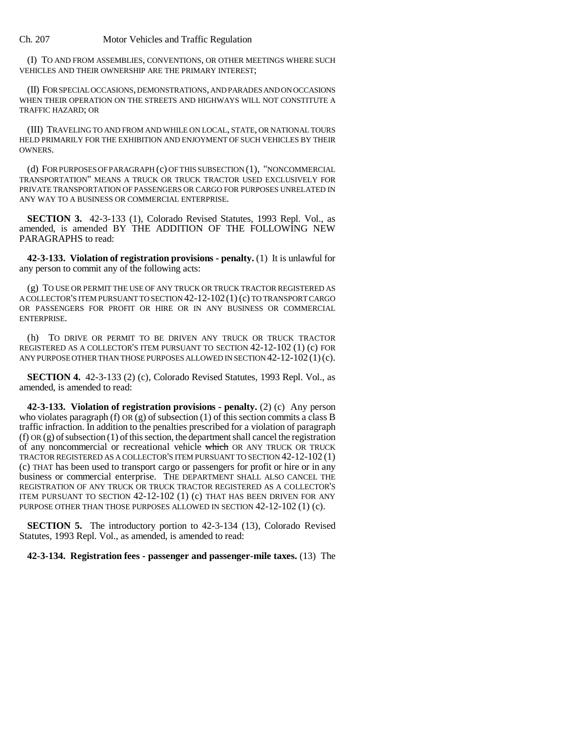(I) TO AND FROM ASSEMBLIES, CONVENTIONS, OR OTHER MEETINGS WHERE SUCH VEHICLES AND THEIR OWNERSHIP ARE THE PRIMARY INTEREST;

(II) FOR SPECIAL OCCASIONS, DEMONSTRATIONS, AND PARADES AND ON OCCASIONS WHEN THEIR OPERATION ON THE STREETS AND HIGHWAYS WILL NOT CONSTITUTE A TRAFFIC HAZARD; OR

(III) TRAVELING TO AND FROM AND WHILE ON LOCAL, STATE, OR NATIONAL TOURS HELD PRIMARILY FOR THE EXHIBITION AND ENJOYMENT OF SUCH VEHICLES BY THEIR OWNERS.

(d) FOR PURPOSES OF PARAGRAPH (c) OF THIS SUBSECTION (1), "NONCOMMERCIAL TRANSPORTATION" MEANS A TRUCK OR TRUCK TRACTOR USED EXCLUSIVELY FOR PRIVATE TRANSPORTATION OF PASSENGERS OR CARGO FOR PURPOSES UNRELATED IN ANY WAY TO A BUSINESS OR COMMERCIAL ENTERPRISE.

**SECTION 3.** 42-3-133 (1), Colorado Revised Statutes, 1993 Repl. Vol., as amended, is amended BY THE ADDITION OF THE FOLLOWING NEW PARAGRAPHS to read:

**42-3-133. Violation of registration provisions - penalty.** (1) It is unlawful for any person to commit any of the following acts:

(g) TO USE OR PERMIT THE USE OF ANY TRUCK OR TRUCK TRACTOR REGISTERED AS A COLLECTOR'S ITEM PURSUANT TO SECTION 42-12-102 (1) (c) TO TRANSPORT CARGO OR PASSENGERS FOR PROFIT OR HIRE OR IN ANY BUSINESS OR COMMERCIAL ENTERPRISE.

(h) TO DRIVE OR PERMIT TO BE DRIVEN ANY TRUCK OR TRUCK TRACTOR REGISTERED AS A COLLECTOR'S ITEM PURSUANT TO SECTION 42-12-102 (1) (c) FOR ANY PURPOSE OTHER THAN THOSE PURPOSES ALLOWED IN SECTION 42-12-102 (1) (c).

**SECTION 4.** 42-3-133 (2) (c), Colorado Revised Statutes, 1993 Repl. Vol., as amended, is amended to read:

**42-3-133. Violation of registration provisions - penalty.** (2) (c) Any person who violates paragraph (f) OR (g) of subsection (1) of this section commits a class B traffic infraction. In addition to the penalties prescribed for a violation of paragraph (f) OR (g) of subsection (1) of this section, the department shall cancel the registration of any noncommercial or recreational vehicle ~~which~~ OR ANY TRUCK OR TRUCK TRACTOR REGISTERED AS A COLLECTOR'S ITEM PURSUANT TO SECTION 42-12-102 (1) (c) THAT has been used to transport cargo or passengers for profit or hire or in any business or commercial enterprise. THE DEPARTMENT SHALL ALSO CANCEL THE REGISTRATION OF ANY TRUCK OR TRUCK TRACTOR REGISTERED AS A COLLECTOR'S ITEM PURSUANT TO SECTION 42-12-102 (1) (c) THAT HAS BEEN DRIVEN FOR ANY PURPOSE OTHER THAN THOSE PURPOSES ALLOWED IN SECTION 42-12-102 (1) (c).

**SECTION 5.** The introductory portion to 42-3-134 (13), Colorado Revised Statutes, 1993 Repl. Vol., as amended, is amended to read:

**42-3-134. Registration fees - passenger and passenger-mile taxes.** (13) The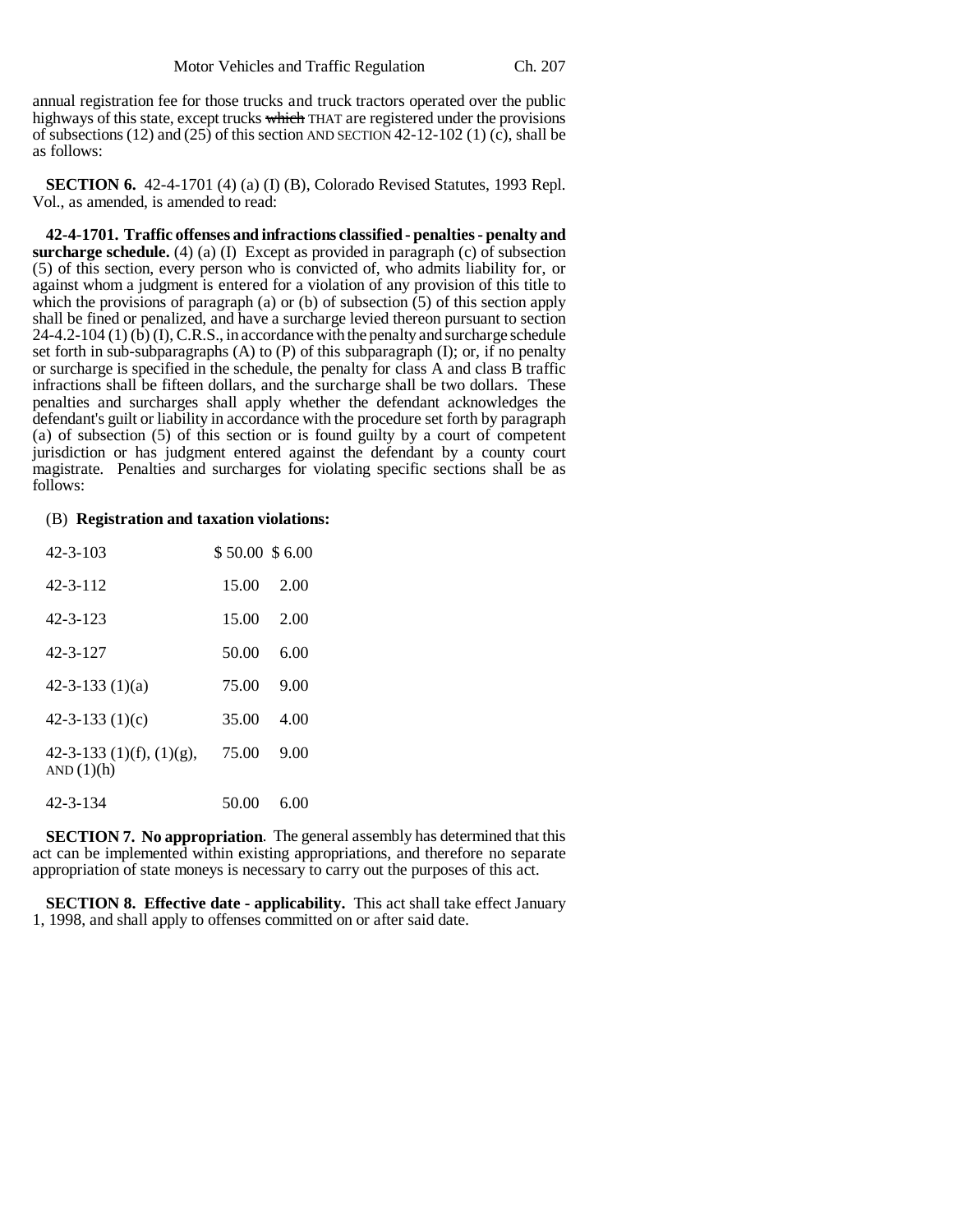annual registration fee for those trucks and truck tractors operated over the public highways of this state, except trucks ~~which~~ THAT are registered under the provisions of subsections (12) and (25) of this section AND SECTION 42-12-102 (1) (c), shall be as follows:

**SECTION 6.** 42-4-1701 (4) (a) (I) (B), Colorado Revised Statutes, 1993 Repl. Vol., as amended, is amended to read:

**42-4-1701. Traffic offenses and infractions classified - penalties - penalty and surcharge schedule.** (4) (a) (I) Except as provided in paragraph (c) of subsection (5) of this section, every person who is convicted of, who admits liability for, or against whom a judgment is entered for a violation of any provision of this title to which the provisions of paragraph (a) or (b) of subsection (5) of this section apply shall be fined or penalized, and have a surcharge levied thereon pursuant to section 24-4.2-104 (1) (b) (I), C.R.S., in accordance with the penalty and surcharge schedule set forth in sub-subparagraphs (A) to (P) of this subparagraph (I); or, if no penalty or surcharge is specified in the schedule, the penalty for class A and class B traffic infractions shall be fifteen dollars, and the surcharge shall be two dollars. These penalties and surcharges shall apply whether the defendant acknowledges the defendant's guilt or liability in accordance with the procedure set forth by paragraph (a) of subsection (5) of this section or is found guilty by a court of competent jurisdiction or has judgment entered against the defendant by a county court magistrate. Penalties and surcharges for violating specific sections shall be as follows:

(B) **Registration and taxation violations:**

| | | |
|---|---|---|
| 42-3-103 | $ 50.00 | $ 6.00 |
| 42-3-112 | 15.00 | 2.00 |
| 42-3-123 | 15.00 | 2.00 |
| 42-3-127 | 50.00 | 6.00 |
| 42-3-133 (1)(a) | 75.00 | 9.00 |
| 42-3-133 (1)(c) | 35.00 | 4.00 |
| 42-3-133 (1)(f), (1)(g), AND (1)(h) | 75.00 | 9.00 |
| 42-3-134 | 50.00 | 6.00 |

**SECTION 7. No appropriation**. The general assembly has determined that this act can be implemented within existing appropriations, and therefore no separate appropriation of state moneys is necessary to carry out the purposes of this act.

**SECTION 8. Effective date - applicability.** This act shall take effect January 1, 1998, and shall apply to offenses committed on or after said date.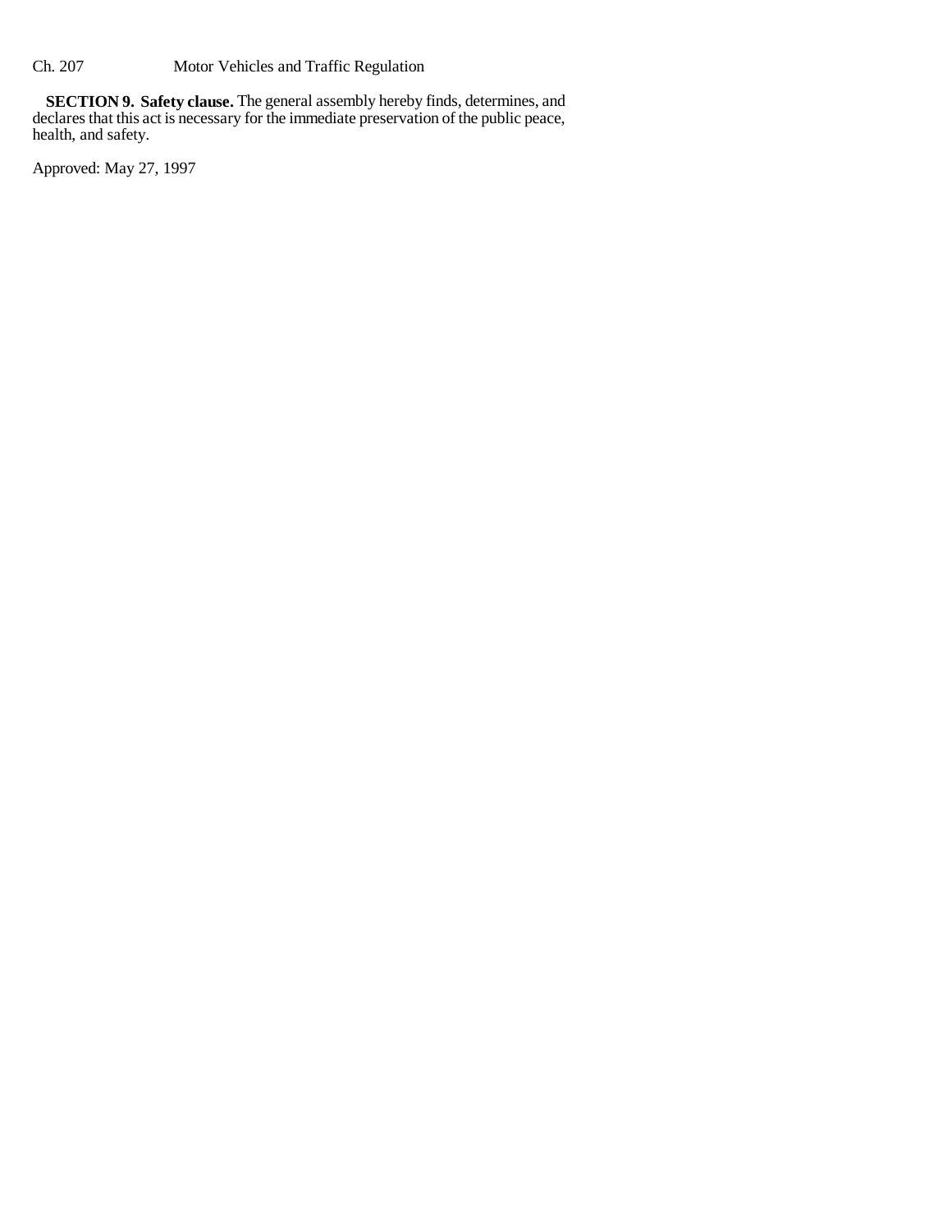**SECTION 9. Safety clause.** The general assembly hereby finds, determines, and declares that this act is necessary for the immediate preservation of the public peace, health, and safety.

Approved: May 27, 1997